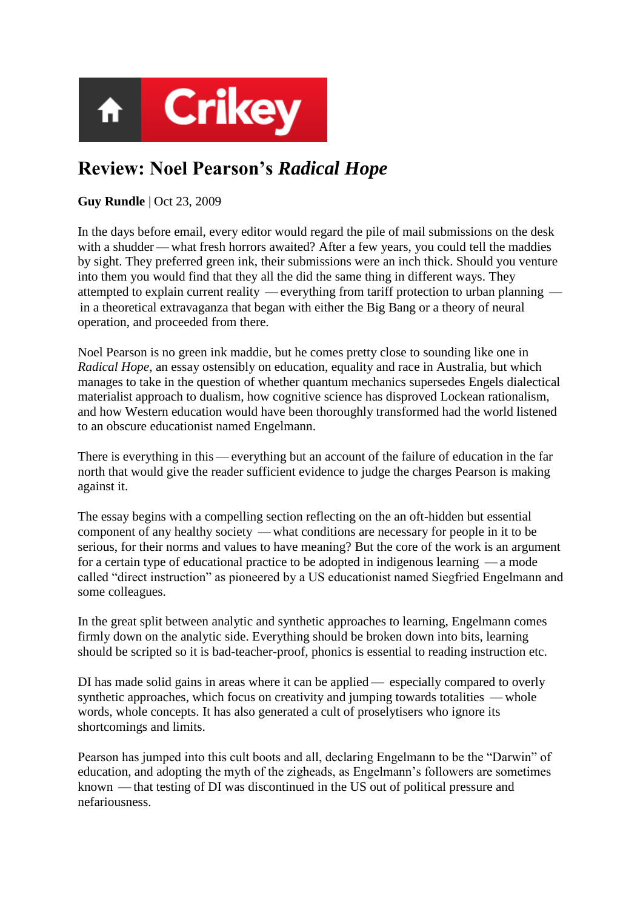# Review: Noel Pearson's *Radical Hope*

**Guy Rundle** | Oct 23, 2009

In the days before email, every editor would regard the pile of mail submissions on the desk with a shudder — what fresh horrors awaited? After a few years, you could tell the maddies by sight. They preferred green ink, their submissions were an inch thick. Should you venture into them you would find that they all the did the same thing in different ways. They attempted to explain current reality — everything from tariff protection to urban planning — in a theoretical extravaganza that began with either the Big Bang or a theory of neural operation, and proceeded from there.

Noel Pearson is no green ink maddie, but he comes pretty close to sounding like one in *Radical Hope*, an essay ostensibly on education, equality and race in Australia, but which manages to take in the question of whether quantum mechanics supersedes Engels dialectical materialist approach to dualism, how cognitive science has disproved Lockean rationalism, and how Western education would have been thoroughly transformed had the world listened to an obscure educationist named Engelmann.

There is everything in this — everything but an account of the failure of education in the far north that would give the reader sufficient evidence to judge the charges Pearson is making against it.

The essay begins with a compelling section reflecting on the an oft-hidden but essential component of any healthy society — what conditions are necessary for people in it to be serious, for their norms and values to have meaning? But the core of the work is an argument for a certain type of educational practice to be adopted in indigenous learning — a mode called "direct instruction" as pioneered by a US educationist named Siegfried Engelmann and some colleagues.

In the great split between analytic and synthetic approaches to learning, Engelmann comes firmly down on the analytic side. Everything should be broken down into bits, learning should be scripted so it is bad-teacher-proof, phonics is essential to reading instruction etc.

DI has made solid gains in areas where it can be applied — especially compared to overly synthetic approaches, which focus on creativity and jumping towards totalities — whole words, whole concepts. It has also generated a cult of proselytisers who ignore its shortcomings and limits.

Pearson has jumped into this cult boots and all, declaring Engelmann to be the "Darwin" of education, and adopting the myth of the zigheads, as Engelmann's followers are sometimes known — that testing of DI was discontinued in the US out of political pressure and nefariousness.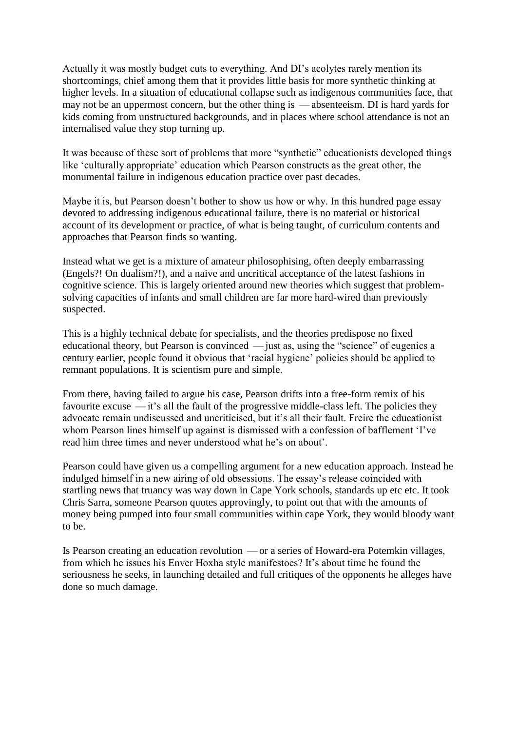Actually it was mostly budget cuts to everything. And DI's acolytes rarely mention its shortcomings, chief among them that it provides little basis for more synthetic thinking at higher levels. In a situation of educational collapse such as indigenous communities face, that may not be an uppermost concern, but the other thing is — absenteeism. DI is hard yards for kids coming from unstructured backgrounds, and in places where school attendance is not an internalised value they stop turning up.

It was because of these sort of problems that more "synthetic" educationists developed things like 'culturally appropriate' education which Pearson constructs as the great other, the monumental failure in indigenous education practice over past decades.

Maybe it is, but Pearson doesn't bother to show us how or why. In this hundred page essay devoted to addressing indigenous educational failure, there is no material or historical account of its development or practice, of what is being taught, of curriculum contents and approaches that Pearson finds so wanting.

Instead what we get is a mixture of amateur philosophising, often deeply embarrassing (Engels?! On dualism?!), and a naive and uncritical acceptance of the latest fashions in cognitive science. This is largely oriented around new theories which suggest that problem-solving capacities of infants and small children are far more hard-wired than previously suspected.

This is a highly technical debate for specialists, and the theories predispose no fixed educational theory, but Pearson is convinced — just as, using the "science" of eugenics a century earlier, people found it obvious that 'racial hygiene' policies should be applied to remnant populations. It is scientism pure and simple.

From there, having failed to argue his case, Pearson drifts into a free-form remix of his favourite excuse — it's all the fault of the progressive middle-class left. The policies they advocate remain undiscussed and uncriticised, but it's all their fault. Freire the educationist whom Pearson lines himself up against is dismissed with a confession of bafflement 'I've read him three times and never understood what he's on about'.

Pearson could have given us a compelling argument for a new education approach. Instead he indulged himself in a new airing of old obsessions. The essay's release coincided with startling news that truancy was way down in Cape York schools, standards up etc etc. It took Chris Sarra, someone Pearson quotes approvingly, to point out that with the amounts of money being pumped into four small communities within cape York, they would bloody want to be.

Is Pearson creating an education revolution — or a series of Howard-era Potemkin villages, from which he issues his Enver Hoxha style manifestoes? It's about time he found the seriousness he seeks, in launching detailed and full critiques of the opponents he alleges have done so much damage.